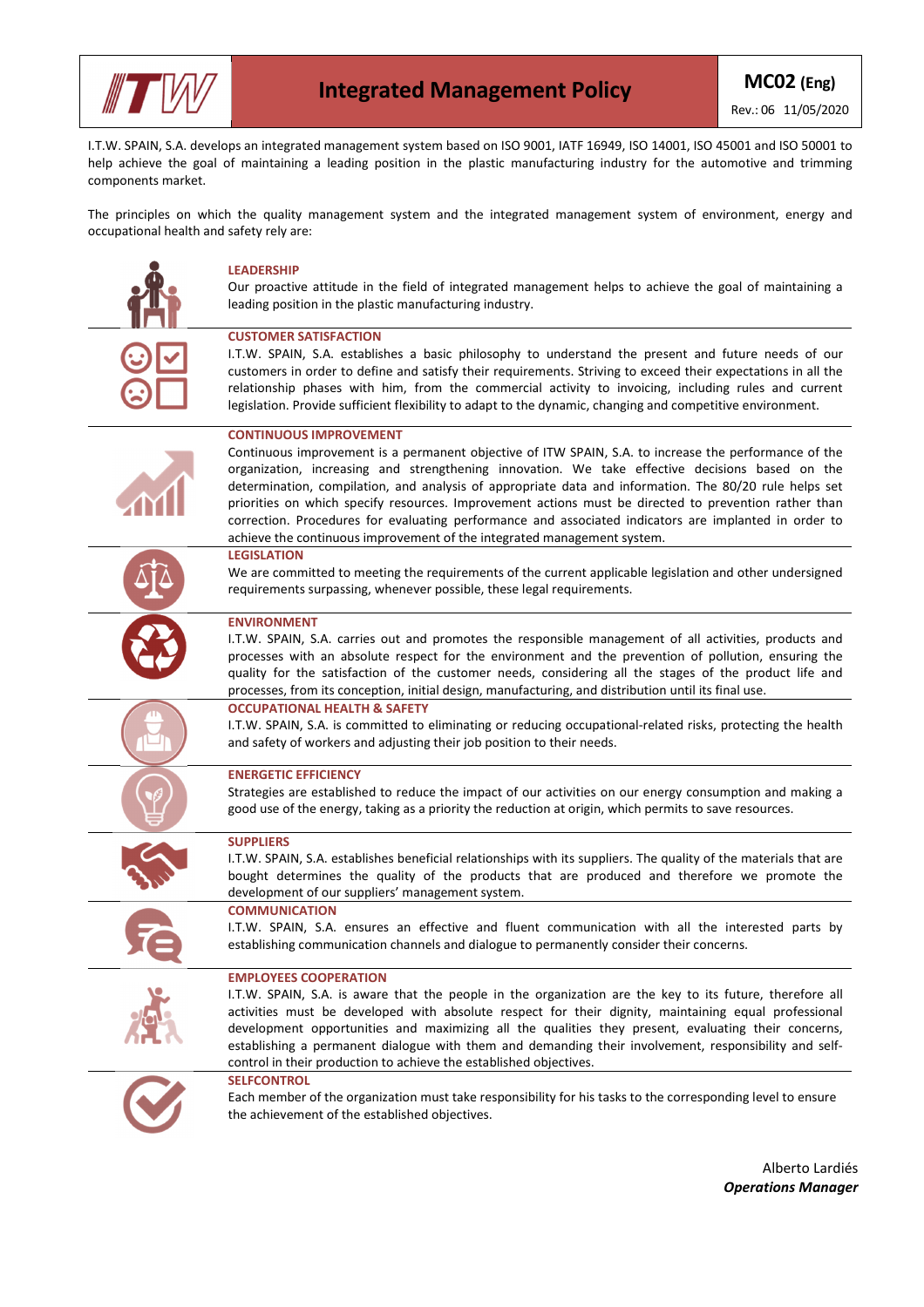# Integrated Management Policy

**MC02 (Eng)**
Rev.: 06 11/05/2020

I.T.W. SPAIN, S.A. develops an integrated management system based on ISO 9001, IATF 16949, ISO 14001, ISO 45001 and ISO 50001 to help achieve the goal of maintaining a leading position in the plastic manufacturing industry for the automotive and trimming components market.

The principles on which the quality management system and the integrated management system of environment, energy and occupational health and safety rely are:

## LEADERSHIP

Our proactive attitude in the field of integrated management helps to achieve the goal of maintaining a leading position in the plastic manufacturing industry.

## CUSTOMER SATISFACTION

I.T.W. SPAIN, S.A. establishes a basic philosophy to understand the present and future needs of our customers in order to define and satisfy their requirements. Striving to exceed their expectations in all the relationship phases with him, from the commercial activity to invoicing, including rules and current legislation. Provide sufficient flexibility to adapt to the dynamic, changing and competitive environment.

## CONTINUOUS IMPROVEMENT

Continuous improvement is a permanent objective of ITW SPAIN, S.A. to increase the performance of the organization, increasing and strengthening innovation. We take effective decisions based on the determination, compilation, and analysis of appropriate data and information. The 80/20 rule helps set priorities on which specify resources. Improvement actions must be directed to prevention rather than correction. Procedures for evaluating performance and associated indicators are implanted in order to achieve the continuous improvement of the integrated management system.

## LEGISLATION

We are committed to meeting the requirements of the current applicable legislation and other undersigned requirements surpassing, whenever possible, these legal requirements.

## ENVIRONMENT

I.T.W. SPAIN, S.A. carries out and promotes the responsible management of all activities, products and processes with an absolute respect for the environment and the prevention of pollution, ensuring the quality for the satisfaction of the customer needs, considering all the stages of the product life and processes, from its conception, initial design, manufacturing, and distribution until its final use.

## OCCUPATIONAL HEALTH & SAFETY

I.T.W. SPAIN, S.A. is committed to eliminating or reducing occupational-related risks, protecting the health and safety of workers and adjusting their job position to their needs.

## ENERGETIC EFFICIENCY

Strategies are established to reduce the impact of our activities on our energy consumption and making a good use of the energy, taking as a priority the reduction at origin, which permits to save resources.

## SUPPLIERS

I.T.W. SPAIN, S.A. establishes beneficial relationships with its suppliers. The quality of the materials that are bought determines the quality of the products that are produced and therefore we promote the development of our suppliers' management system.

## COMMUNICATION

I.T.W. SPAIN, S.A. ensures an effective and fluent communication with all the interested parts by establishing communication channels and dialogue to permanently consider their concerns.

## EMPLOYEES COOPERATION

I.T.W. SPAIN, S.A. is aware that the people in the organization are the key to its future, therefore all activities must be developed with absolute respect for their dignity, maintaining equal professional development opportunities and maximizing all the qualities they present, evaluating their concerns, establishing a permanent dialogue with them and demanding their involvement, responsibility and self-control in their production to achieve the established objectives.

## SELFCONTROL

Each member of the organization must take responsibility for his tasks to the corresponding level to ensure the achievement of the established objectives.

Alberto Lardiés
***Operations Manager***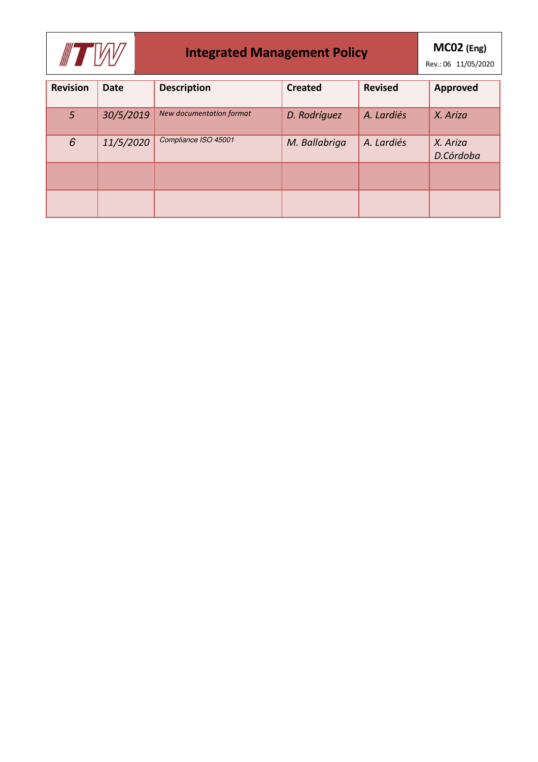| Revision | Date | Description | Created | Revised | Approved |
|---|---|---|---|---|---|
| *5* | *30/5/2019* | *New documentation format* | *D. Rodríguez* | *A. Lardiés* | *X. Ariza* |
| *6* | *11/5/2020* | *Compliance ISO 45001* | *M. Ballabriga* | *A. Lardiés* | *X. Ariza D.Córdoba* |
| | | | | | |
| | | | | | |